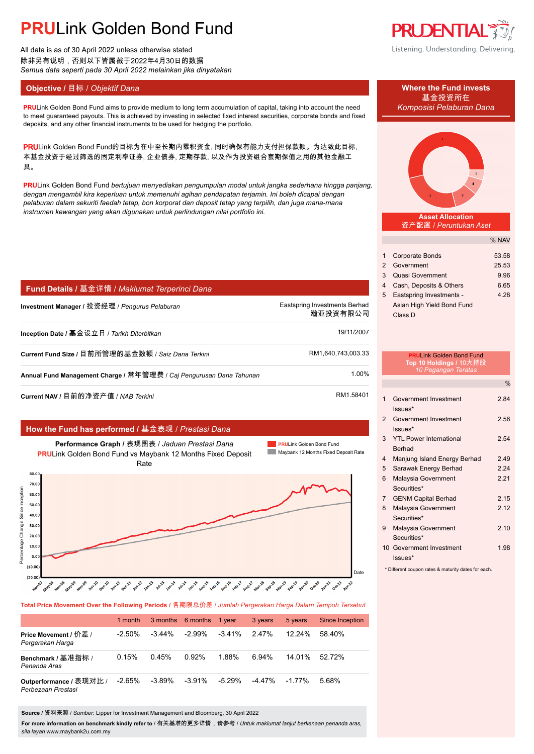# PRULink Golden Bond Fund

All data is as of 30 April 2022 unless otherwise stated
除非另有说明，否则以下皆属截于2022年4月30日的数据
*Semua data seperti pada 30 April 2022 melainkan jika dinyatakan*

## Objective / 目标 / *Objektif Dana*

**PRU**Link Golden Bond Fund aims to provide medium to long term accumulation of capital, taking into account the need to meet guaranteed payouts. This is achieved by investing in selected fixed interest securities, corporate bonds and fixed deposits, and any other financial instruments to be used for hedging the portfolio.

**PRU**Link Golden Bond Fund的目标为在中至长期内累积资金, 同时确保有能力支付担保款额。为达致此目标, 本基金投资于经过筛选的固定利率证券, 企业债券, 定期存款, 以及作为投资组合套期保值之用的其他金融工具。

**PRU**Link Golden Bond Fund *bertujuan menyediakan pengumpulan modal untuk jangka sederhana hingga panjang, dengan mengambil kira keperluan untuk memenuhi agihan pendapatan terjamin. Ini boleh dicapai dengan pelaburan dalam sekuriti faedah tetap, bon korporat dan deposit tetap yang terpilih, dan juga mana-mana instrumen kewangan yang akan digunakan untuk perlindungan nilai portfolio ini.*

## Fund Details / 基金详情 / *Maklumat Terperinci Dana*

| | |
|---|---|
| **Investment Manager** / 投资经理 / *Pengurus Pelaburan* | Eastspring Investments Berhad 瀚亚投资有限公司 |
| **Inception Date** / 基金设立日 / *Tarikh Diterbitkan* | 19/11/2007 |
| **Current Fund Size** / 目前所管理的基金数额 / *Saiz Dana Terkini* | RM1,640,743,003.33 |
| **Annual Fund Management Charge** / 常年管理费 / *Caj Pengurusan Dana Tahunan* | 1.00% |
| **Current NAV** / 目前的净资产值 / *NAB Terkini* | RM1.58401 |

## How the Fund has performed / 基金表现 / *Prestasi Dana*

**Performance Graph** / 表现图表 / *Jaduan Prestasi Dana*
**PRU**Link Golden Bond Fund vs Maybank 12 Months Fixed Deposit Rate

### Total Price Movement Over the Following Periods / 各期限总价差 / *Jumlah Pergerakan Harga Dalam Tempoh Tersebut*

| | 1 month | 3 months | 6 months | 1 year | 3 years | 5 years | Since Inception |
|---|---|---|---|---|---|---|---|
| **Price Movement** / 价差 / *Pergerakan Harga* | -2.50% | -3.44% | -2.99% | -3.41% | 2.47% | 12.24% | 58.40% |
| **Benchmark** / 基准指标 / *Penanda Aras* | 0.15% | 0.45% | 0.92% | 1.88% | 6.94% | 14.01% | 52.72% |
| **Outperformance** / 表现对比 / *Perbezaan Prestasi* | -2.65% | -3.89% | -3.91% | -5.29% | -4.47% | -1.77% | 5.68% |

**Source** / 资料来源 / *Sumber*: Lipper for Investment Management and Bloomberg, 30 April 2022

**For more information on benchmark kindly refer to** / 有关基准的更多详情，请参考 / *Untuk maklumat lanjut berkenaan penanda aras, sila layari* www.maybank2u.com.my

## Where the Fund invests / 基金投资所在 / *Komposisi Pelaburan Dana*

### Asset Allocation / 资产配置 / *Peruntukan Aset*

| | | % NAV |
|---|---|---|
| 1 | Corporate Bonds | 53.58 |
| 2 | Government | 25.53 |
| 3 | Quasi Government | 9.96 |
| 4 | Cash, Deposits & Others | 6.65 |
| 5 | Eastspring Investments - Asian High Yield Bond Fund Class D | 4.28 |

### PRULink Golden Bond Fund Top 10 Holdings / 10大持股 / *10 Pegangan Teratas*

| | | % |
|---|---|---|
| 1 | Government Investment Issues* | 2.84 |
| 2 | Government Investment Issues* | 2.56 |
| 3 | YTL Power International Berhad | 2.54 |
| 4 | Manjung Island Energy Berhad | 2.49 |
| 5 | Sarawak Energy Berhad | 2.24 |
| 6 | Malaysia Government Securities* | 2.21 |
| 7 | GENM Capital Berhad | 2.15 |
| 8 | Malaysia Government Securities* | 2.12 |
| 9 | Malaysia Government Securities* | 2.10 |
| 10 | Government Investment Issues* | 1.98 |

\* Different coupon rates & maturity dates for each.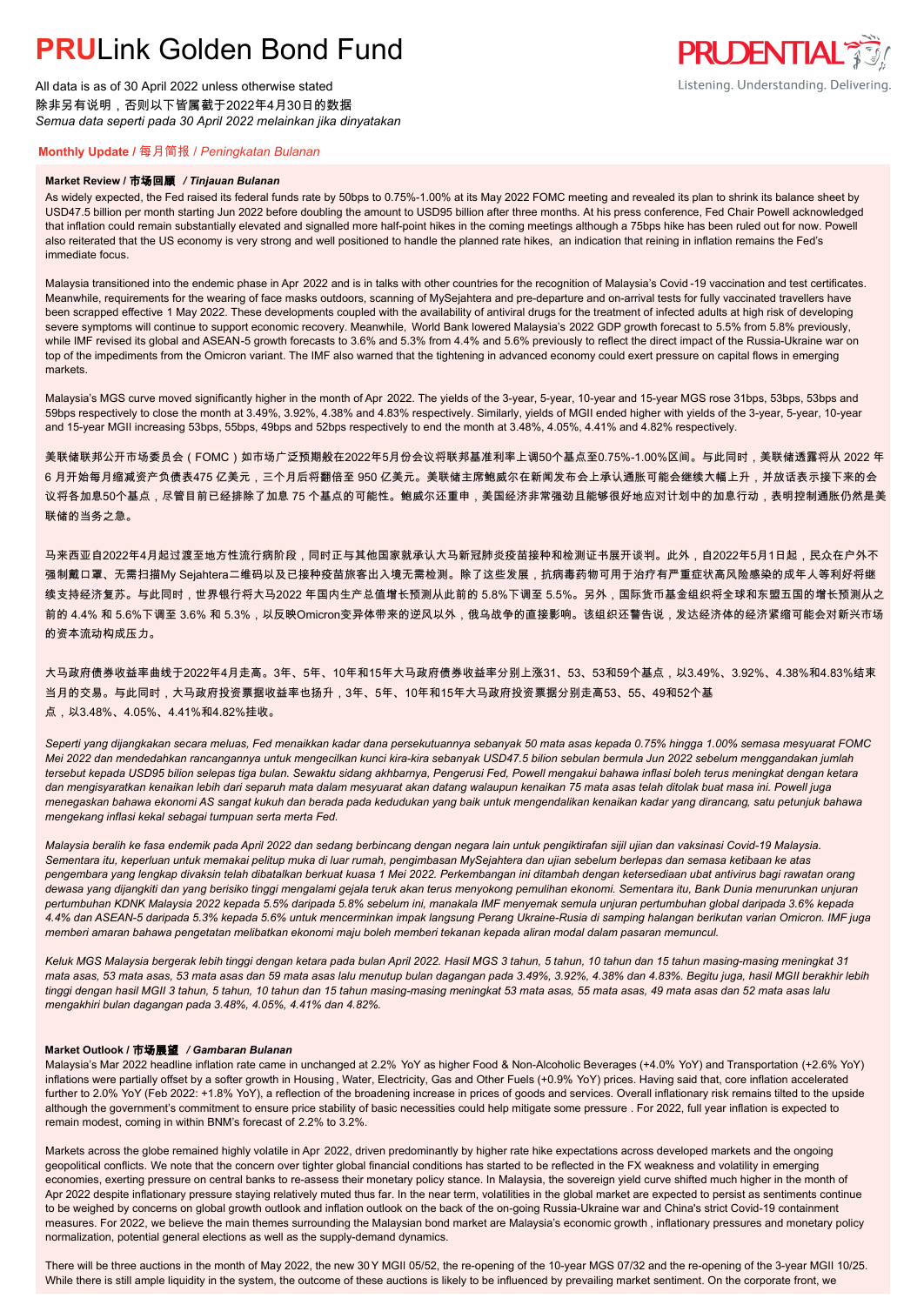# PRULink Golden Bond Fund

All data is as of 30 April 2022 unless otherwise stated
除非另有说明，否则以下皆属截于2022年4月30日的数据
*Semua data seperti pada 30 April 2022 melainkan jika dinyatakan*

## Monthly Update / 每月简报 / *Peningkatan Bulanan*

### Market Review / 市场回顾 / *Tinjauan Bulanan*

As widely expected, the Fed raised its federal funds rate by 50bps to 0.75%-1.00% at its May 2022 FOMC meeting and revealed its plan to shrink its balance sheet by USD47.5 billion per month starting Jun 2022 before doubling the amount to USD95 billion after three months. At his press conference, Fed Chair Powell acknowledged that inflation could remain substantially elevated and signalled more half-point hikes in the coming meetings although a 75bps hike has been ruled out for now. Powell also reiterated that the US economy is very strong and well positioned to handle the planned rate hikes, an indication that reining in inflation remains the Fed's immediate focus.

Malaysia transitioned into the endemic phase in Apr 2022 and is in talks with other countries for the recognition of Malaysia's Covid-19 vaccination and test certificates. Meanwhile, requirements for the wearing of face masks outdoors, scanning of MySejahtera and pre-departure and on-arrival tests for fully vaccinated travellers have been scrapped effective 1 May 2022. These developments coupled with the availability of antiviral drugs for the treatment of infected adults at high risk of developing severe symptoms will continue to support economic recovery. Meanwhile, World Bank lowered Malaysia's 2022 GDP growth forecast to 5.5% from 5.8% previously, while IMF revised its global and ASEAN-5 growth forecasts to 3.6% and 5.3% from 4.4% and 5.6% previously to reflect the direct impact of the Russia-Ukraine war on top of the impediments from the Omicron variant. The IMF also warned that the tightening in advanced economy could exert pressure on capital flows in emerging markets.

Malaysia's MGS curve moved significantly higher in the month of Apr 2022. The yields of the 3-year, 5-year, 10-year and 15-year MGS rose 31bps, 53bps, 53bps and 59bps respectively to close the month at 3.49%, 3.92%, 4.38% and 4.83% respectively. Similarly, yields of MGII ended higher with yields of the 3-year, 5-year, 10-year and 15-year MGII increasing 53bps, 55bps, 49bps and 52bps respectively to end the month at 3.48%, 4.05%, 4.41% and 4.82% respectively.

美联储联邦公开市场委员会（FOMC）如市场广泛预期般在2022年5月份会议将联邦基准利率上调50个基点至0.75%-1.00%区间。与此同时，美联储透露将从 2022 年 6 月开始每月缩减资产负债表475 亿美元，三个月后将翻倍至 950 亿美元。美联储主席鲍威尔在新闻发布会上承认通胀可能会继续大幅上升，并放话表示接下来的会议将各加息50个基点，尽管目前已经排除了加息 75 个基点的可能性。鲍威尔还重申，美国经济非常强劲且能够很好地应对计划中的加息行动，表明控制通胀仍然是美联储的当务之急。

马来西亚自2022年4月起过渡至地方性流行病阶段，同时正与其他国家就承认大马新冠肺炎疫苗接种和检测证书展开谈判。此外，自2022年5月1日起，民众在户外不强制戴口罩、无需扫描My Sejahtera二维码以及已接种疫苗旅客出入境无需检测。除了这些发展，抗病毒药物可用于治疗有严重症状高风险感染的成年人等利好将继续支持经济复苏。与此同时，世界银行将大马2022 年国内生产总值增长预测从此前的 5.8%下调至 5.5%。另外，国际货币基金组织将全球和东盟五国的增长预测从之前的 4.4% 和 5.6%下调至 3.6% 和 5.3%，以反映Omicron变异体带来的逆风以外，俄乌战争的直接影响。该组织还警告说，发达经济体的经济紧缩可能会对新兴市场的资本流动构成压力。

大马政府债券收益率曲线于2022年4月走高。3年、5年、10年和15年大马政府债券收益率分别上涨31、53、53和59个基点，以3.49%、3.92%、4.38%和4.83%结束当月的交易。与此同时，大马政府投资票据收益率也扬升，3年、5年、10年和15年大马政府投资票据分别走高53、55、49和52个基点，以3.48%、4.05%、4.41%和4.82%挂收。

*Seperti yang dijangkakan secara meluas, Fed menaikkan kadar dana persekutuannya sebanyak 50 mata asas kepada 0.75% hingga 1.00% semasa mesyuarat FOMC Mei 2022 dan mendedahkan rancangannya untuk mengecilkan kunci kira-kira sebanyak USD47.5 bilion sebulan bermula Jun 2022 sebelum menggandakan jumlah tersebut kepada USD95 bilion selepas tiga bulan. Sewaktu sidang akhbarnya, Pengerusi Fed, Powell mengakui bahawa inflasi boleh terus meningkat dengan ketara dan mengisyaratkan kenaikan lebih dari separuh mata dalam mesyuarat akan datang walaupun kenaikan 75 mata asas telah ditolak buat masa ini. Powell juga menegaskan bahawa ekonomi AS sangat kukuh dan berada pada kedudukan yang baik untuk mengendalikan kenaikan kadar yang dirancang, satu petunjuk bahawa mengekang inflasi kekal sebagai tumpuan serta merta Fed.*

*Malaysia beralih ke fasa endemik pada April 2022 dan sedang berbincang dengan negara lain untuk pengiktirafan sijil ujian dan vaksinasi Covid-19 Malaysia. Sementara itu, keperluan untuk memakai pelitup muka di luar rumah, pengimbasan MySejahtera dan ujian sebelum berlepas dan semasa ketibaan ke atas pengembara yang lengkap divaksin telah dibatalkan berkuat kuasa 1 Mei 2022. Perkembangan ini ditambah dengan ketersediaan ubat antivirus bagi rawatan orang dewasa yang dijangkiti dan yang berisiko tinggi mengalami gejala teruk akan terus menyokong pemulihan ekonomi. Sementara itu, Bank Dunia menurunkan unjuran pertumbuhan KDNK Malaysia 2022 kepada 5.5% daripada 5.8% sebelum ini, manakala IMF menyemak semula unjuran pertumbuhan global daripada 3.6% kepada 4.4% dan ASEAN-5 daripada 5.3% kepada 5.6% untuk mencerminkan impak langsung Perang Ukraine-Rusia di samping halangan berikutan varian Omicron. IMF juga memberi amaran bahawa pengetatan melibatkan ekonomi maju boleh memberi tekanan kepada aliran modal dalam pasaran memuncul.*

*Keluk MGS Malaysia bergerak lebih tinggi dengan ketara pada bulan April 2022. Hasil MGS 3 tahun, 5 tahun, 10 tahun dan 15 tahun masing-masing meningkat 31 mata asas, 53 mata asas, 53 mata asas dan 59 mata asas lalu menutup bulan dagangan pada 3.49%, 3.92%, 4.38% dan 4.83%. Begitu juga, hasil MGII berakhir lebih tinggi dengan hasil MGII 3 tahun, 5 tahun, 10 tahun dan 15 tahun masing-masing meningkat 53 mata asas, 55 mata asas, 49 mata asas dan 52 mata asas lalu mengakhiri bulan dagangan pada 3.48%, 4.05%, 4.41% dan 4.82%.*

### Market Outlook / 市场展望 / *Gambaran Bulanan*

Malaysia's Mar 2022 headline inflation rate came in unchanged at 2.2% YoY as higher Food & Non-Alcoholic Beverages (+4.0% YoY) and Transportation (+2.6% YoY) inflations were partially offset by a softer growth in Housing, Water, Electricity, Gas and Other Fuels (+0.9% YoY) prices. Having said that, core inflation accelerated further to 2.0% YoY (Feb 2022: +1.8% YoY), a reflection of the broadening increase in prices of goods and services. Overall inflationary risk remains tilted to the upside although the government's commitment to ensure price stability of basic necessities could help mitigate some pressure . For 2022, full year inflation is expected to remain modest, coming in within BNM's forecast of 2.2% to 3.2%.

Markets across the globe remained highly volatile in Apr 2022, driven predominantly by higher rate hike expectations across developed markets and the ongoing geopolitical conflicts. We note that the concern over tighter global financial conditions has started to be reflected in the FX weakness and volatility in emerging economies, exerting pressure on central banks to re-assess their monetary policy stance. In Malaysia, the sovereign yield curve shifted much higher in the month of Apr 2022 despite inflationary pressure staying relatively muted thus far. In the near term, volatilities in the global market are expected to persist as sentiments continue to be weighed by concerns on global growth outlook and inflation outlook on the back of the on-going Russia-Ukraine war and China's strict Covid-19 containment measures. For 2022, we believe the main themes surrounding the Malaysian bond market are Malaysia's economic growth , inflationary pressures and monetary policy normalization, potential general elections as well as the supply-demand dynamics.

There will be three auctions in the month of May 2022, the new 30Y MGII 05/52, the re-opening of the 10-year MGS 07/32 and the re-opening of the 3-year MGII 10/25. While there is still ample liquidity in the system, the outcome of these auctions is likely to be influenced by prevailing market sentiment. On the corporate front, we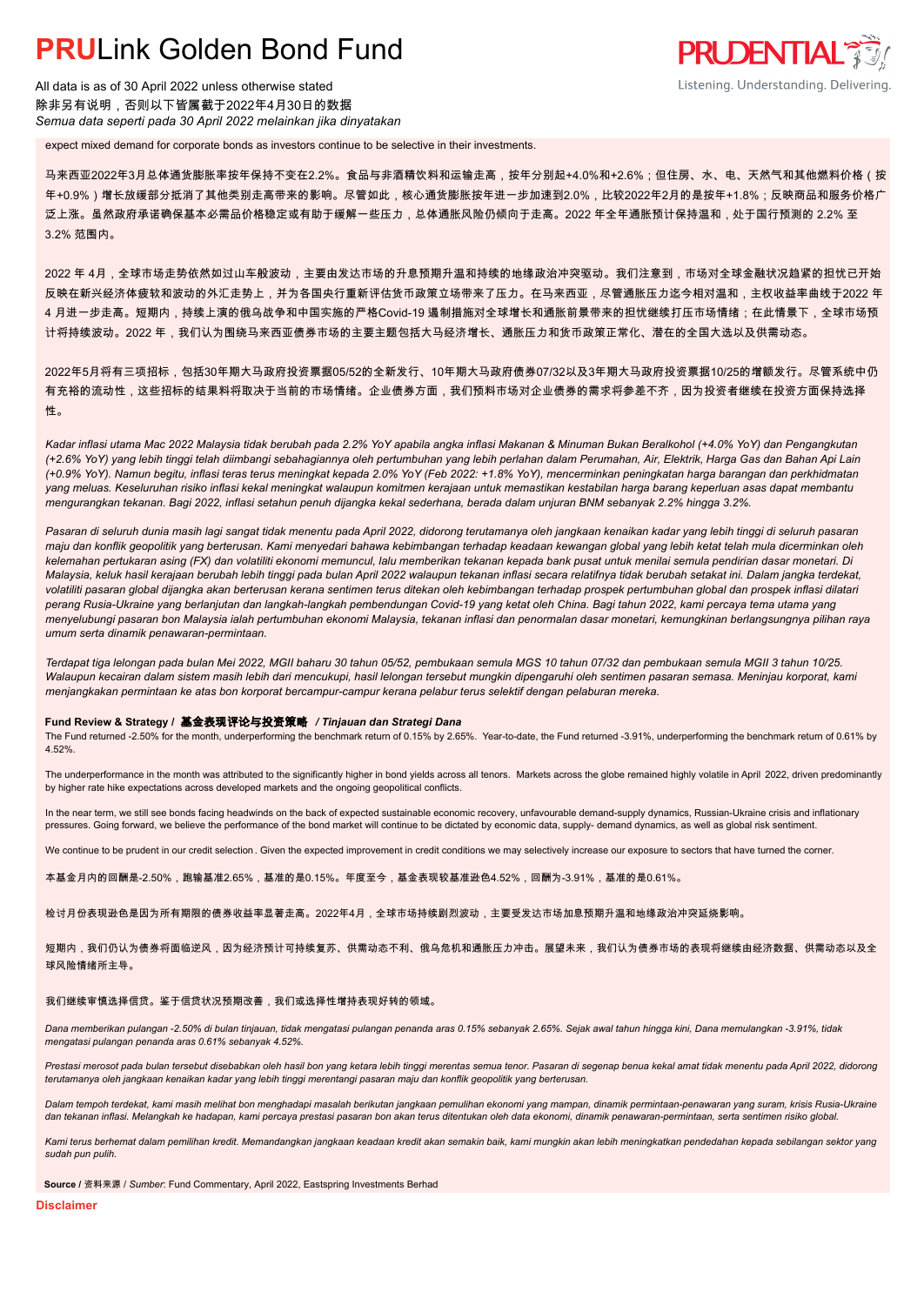expect mixed demand for corporate bonds as investors continue to be selective in their investments.

马来西亚2022年3月总体通货膨胀率按年保持不变在2.2%。食品与非酒精饮料和运输走高，按年分别起+4.0%和+2.6%；但住房、水、电、天然气和其他燃料价格（按年+0.9%）增长放缓部分抵消了其他类别走高带来的影响。尽管如此，核心通货膨胀按年进一步加速到2.0%，比较2022年2月的是按年+1.8%；反映商品和服务价格广泛上涨。虽然政府承诺确保基本必需品价格稳定或有助于缓解一些压力，总体通胀风险仍倾向于走高。2022 年全年通胀预计保持温和，处于国行预测的 2.2% 至 3.2% 范围内。

2022 年 4月，全球市场走势依然如过山车般波动，主要由发达市场的升息预期升温和持续的地缘政治冲突驱动。我们注意到，市场对全球金融状况趋紧的担忧已开始反映在新兴经济体疲软和波动的外汇走势上，并为各国央行重新评估货币政策立场带来了压力。在马来西亚，尽管通胀压力迄今相对温和，主权收益率曲线于2022 年 4 月进一步走高。短期内，持续上演的俄乌战争和中国实施的严格Covid-19 遏制措施对全球增长和通胀前景带来的担忧继续打压市场情绪；在此情景下，全球市场预计将持续波动。2022 年，我们认为围绕马来西亚债券市场的主要主题包括大马经济增长、通胀压力和货币政策正常化、潜在的全国大选以及供需动态。

2022年5月将有三项招标，包括30年期大马政府投资票据05/52的全新发行、10年期大马政府债券07/32以及3年期大马政府投资票据10/25的增额发行。尽管系统中仍有充裕的流动性，这些招标的结果料将取决于当前的市场情绪。企业债券方面，我们预料市场对企业债券的需求将参差不齐，因为投资者继续在投资方面保持选择性。

*Kadar inflasi utama Mac 2022 Malaysia tidak berubah pada 2.2% YoY apabila angka inflasi Makanan & Minuman Bukan Beralkohol (+4.0% YoY) dan Pengangkutan (+2.6% YoY) yang lebih tinggi telah diimbangi sebahagiannya oleh pertumbuhan yang lebih perlahan dalam Perumahan, Air, Elektrik, Harga Gas dan Bahan Api Lain (+0.9% YoY). Namun begitu, inflasi teras terus meningkat kepada 2.0% YoY (Feb 2022: +1.8% YoY), mencerminkan peningkatan harga barangan dan perkhidmatan yang meluas. Keseluruhan risiko inflasi kekal meningkat walaupun komitmen kerajaan untuk memastikan kestabilan harga barang keperluan asas dapat membantu mengurangkan tekanan. Bagi 2022, inflasi setahun penuh dijangka kekal sederhana, berada dalam unjuran BNM sebanyak 2.2% hingga 3.2%.*

*Pasaran di seluruh dunia masih lagi sangat tidak menentu pada April 2022, didorong terutamanya oleh jangkaan kenaikan kadar yang lebih tinggi di seluruh pasaran maju dan konflik geopolitik yang berterusan. Kami menyedari bahawa kebimbangan terhadap keadaan kewangan global yang lebih ketat telah mula dicerminkan oleh kelemahan pertukaran asing (FX) dan volatiliti ekonomi memuncul, lalu memberikan tekanan kepada bank pusat untuk menilai semula pendirian dasar monetari. Di Malaysia, keluk hasil kerajaan berubah lebih tinggi pada bulan April 2022 walaupun tekanan inflasi secara relatifnya tidak berubah setakat ini. Dalam jangka terdekat, volatiliti pasaran global dijangka akan berterusan kerana sentimen terus ditekan oleh kebimbangan terhadap prospek pertumbuhan global dan prospek inflasi dilatari perang Rusia-Ukraine yang berlanjutan dan langkah-langkah pembendungan Covid-19 yang ketat oleh China. Bagi tahun 2022, kami percaya tema utama yang menyelubungi pasaran bon Malaysia ialah pertumbuhan ekonomi Malaysia, tekanan inflasi dan penormalan dasar monetari, kemungkinan berlangsungnya pilihan raya umum serta dinamik penawaran-permintaan.*

*Terdapat tiga lelongan pada bulan Mei 2022, MGII baharu 30 tahun 05/52, pembukaan semula MGS 10 tahun 07/32 dan pembukaan semula MGII 3 tahun 10/25. Walaupun kecairan dalam sistem masih lebih dari mencukupi, hasil lelongan tersebut mungkin dipengaruhi oleh sentimen pasaran semasa. Meninjau korporat, kami menjangkakan permintaan ke atas bon korporat bercampur-campur kerana pelabur terus selektif dengan pelaburan mereka.*

**Fund Review & Strategy / 基金表现评论与投资策略 / *Tinjauan dan Strategi Dana***

The Fund returned -2.50% for the month, underperforming the benchmark return of 0.15% by 2.65%. Year-to-date, the Fund returned -3.91%, underperforming the benchmark return of 0.61% by 4.52%.

The underperformance in the month was attributed to the significantly higher in bond yields across all tenors. Markets across the globe remained highly volatile in April 2022, driven predominantly by higher rate hike expectations across developed markets and the ongoing geopolitical conflicts.

In the near term, we still see bonds facing headwinds on the back of expected sustainable economic recovery, unfavourable demand-supply dynamics, Russian-Ukraine crisis and inflationary pressures. Going forward, we believe the performance of the bond market will continue to be dictated by economic data, supply- demand dynamics, as well as global risk sentiment.

We continue to be prudent in our credit selection . Given the expected improvement in credit conditions we may selectively increase our exposure to sectors that have turned the corner.

本基金月内的回酬是-2.50%，跑输基准2.65%，基准的是0.15%。年度至今，基金表现较基准逊色4.52%，回酬为-3.91%，基准的是0.61%。

检讨月份表现逊色是因为所有期限的债券收益率显著走高。2022年4月，全球市场持续剧烈波动，主要受发达市场加息预期升温和地缘政治冲突延烧影响。

短期内，我们仍认为债券将面临逆风，因为经济预计可持续复苏、供需动态不利、俄乌危机和通胀压力冲击。展望未来，我们认为债券市场的表现将继续由经济数据、供需动态以及全球风险情绪所主导。

我们继续审慎选择信贷。鉴于信贷状况预期改善，我们或选择性增持表现好转的领域。

*Dana memberikan pulangan -2.50% di bulan tinjauan, tidak mengatasi pulangan penanda aras 0.15% sebanyak 2.65%. Sejak awal tahun hingga kini, Dana memulangkan -3.91%, tidak mengatasi pulangan penanda aras 0.61% sebanyak 4.52%.*

*Prestasi merosot pada bulan tersebut disebabkan oleh hasil bon yang ketara lebih tinggi merentas semua tenor. Pasaran di segenap benua kekal amat tidak menentu pada April 2022, didorong terutamanya oleh jangkaan kenaikan kadar yang lebih tinggi merentangi pasaran maju dan konflik geopolitik yang berterusan.*

*Dalam tempoh terdekat, kami masih melihat bon menghadapi masalah berikutan jangkaan pemulihan ekonomi yang mampan, dinamik permintaan-penawaran yang suram, krisis Rusia-Ukraine dan tekanan inflasi. Melangkah ke hadapan, kami percaya prestasi pasaran bon akan terus ditentukan oleh data ekonomi, dinamik penawaran-permintaan, serta sentimen risiko global.*

*Kami terus berhemat dalam pemilihan kredit. Memandangkan jangkaan keadaan kredit akan semakin baik, kami mungkin akan lebih meningkatkan pendedahan kepada sebilangan sektor yang sudah pun pulih.*

**Source** / 资料来源 / *Sumber*: Fund Commentary, April 2022, Eastspring Investments Berhad

**Disclaimer**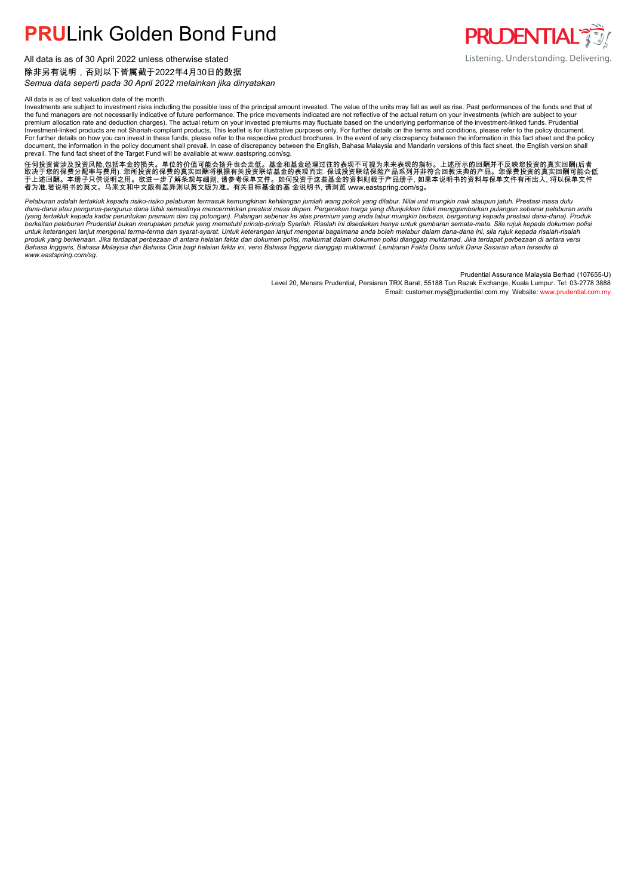# PRULink Golden Bond Fund

All data is as of 30 April 2022 unless otherwise stated

除非另有说明，否则以下皆属截于2022年4月30日的数据

*Semua data seperti pada 30 April 2022 melainkan jika dinyatakan*

All data is as of last valuation date of the month.

Investments are subject to investment risks including the possible loss of the principal amount invested. The value of the units may fall as well as rise. Past performances of the funds and that of the fund managers are not necessarily indicative of future performance. The price movements indicated are not reflective of the actual return on your investments (which are subject to your premium allocation rate and deduction charges). The actual return on your invested premiums may fluctuate based on the underlying performance of the investment-linked funds. Prudential Investment-linked products are not Shariah-compliant products. This leaflet is for illustrative purposes only. For further details on the terms and conditions, please refer to the policy document. For further details on how you can invest in these funds, please refer to the respective product brochures. In the event of any discrepancy between the information in this fact sheet and the policy document, the information in the policy document shall prevail. In case of discrepancy between the English, Bahasa Malaysia and Mandarin versions of this fact sheet, the English version shall prevail. The fund fact sheet of the Target Fund will be available at www .eastspring.com/sg.

任何投资皆涉及投资风险,包括本金的损失。单位的价值可能会扬升也会走低。基金和基金经理过往的表现不可视为未来表现的指标。上述所示的回酬并不反映您投资的真实回酬(后者取决于您的保费分配率与费用). 您所投资的保费的真实回酬将根据有关投资联结基金的表现而定. 保诚投资联结保险产品系列并非符合回教法典的产品。您保费投资的真实回酬可能会低于上述回酬。本册子只供说明之用。欲进一步了解条规与细则, 请参考保单文件。如何投资于这些基金的资料则载于产品册子, 如果本说明书的资料与保单文件有所出入, 将以保单文件者为准.若说明书的英文。马来文和中文版有差异则以英文版为准。有关目标基金的基 金说明书, 请浏览 www.eastspring.com/sg。

*Pelaburan adalah tertakluk kepada risiko-risiko pelaburan termasuk kemungkinan kehilangan jumlah wang pokok yang dilabur. Nilai unit mungkin naik ataupun jatuh. Prestasi masa dulu dana-dana atau pengurus-pengurus dana tidak semestinya mencerminkan prestasi masa depan. Pergerakan harga yang ditunjukkan tidak menggambarkan pulangan sebenar pelaburan anda (yang tertakluk kepada kadar peruntukan premium dan caj potongan). Pulangan sebenar ke atas premium yang anda labur mungkin berbeza, bergantung kepada prestasi dana-dana). Produk berkaitan pelaburan Prudential bukan merupakan produk yang mematuhi prinsip-prinsip Syariah. Risalah ini disediakan hanya untuk gambaran semata-mata. Sila rujuk kepada dokumen polisi untuk keterangan lanjut mengenai terma-terma dan syarat-syarat. Untuk keterangan lanjut mengenai bagaimana anda boleh melabur dalam dana-dana ini, sila rujuk kepada risalah-risalah produk yang berkenaan. Jika terdapat perbezaan di antara helaian fakta dan dokumen polisi, maklumat dalam dokumen polisi dianggap muktamad. Jika terdapat perbezaan di antara versi Bahasa Inggeris, Bahasa Malaysia dan Bahasa Cina bagi helaian fakta ini, versi Bahasa Inggeris dianggap muktamad. Lembaran Fakta Dana untuk Dana Sasaran akan tersedia di www.eastspring.com/sg.*

Prudential Assurance Malaysia Berhad (107655-U)
Level 20, Menara Prudential, Persiaran TRX Barat, 55188 Tun Razak Exchange, Kuala Lumpur. Tel: 03-2778 3888
Email: customer.mys@prudential.com.my Website: www.prudential.com.my